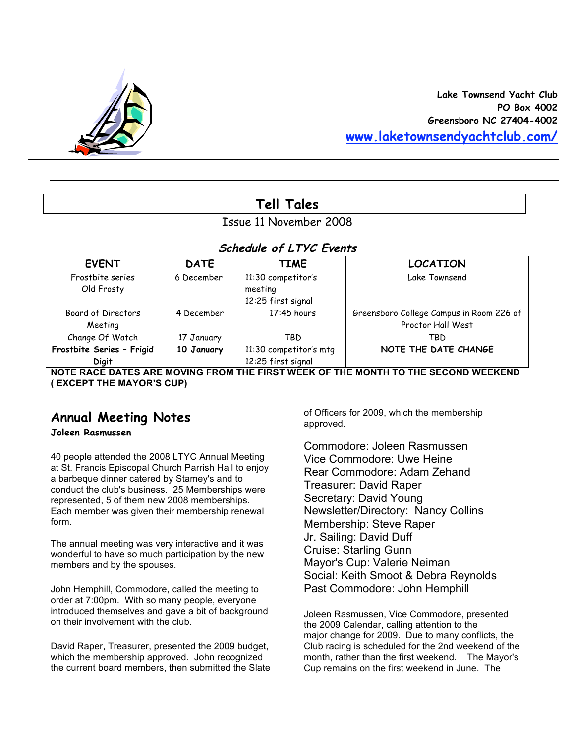Lake Townsend Yacht Club
PO Box 4002
Greensboro NC 27404-4002
www.laketownsendyachtclub.com/

# Tell Tales

Issue 11 November 2008

## *Schedule of LTYC Events*

| EVENT | DATE | TIME | LOCATION |
|---|---|---|---|
| Frostbite series Old Frosty | 6 December | 11:30 competitor's meeting 12:25 first signal | Lake Townsend |
| Board of Directors Meeting | 4 December | 17:45 hours | Greensboro College Campus in Room 226 of Proctor Hall West |
| Change Of Watch | 17 January | TBD | TBD |
| **Frostbite Series - Frigid Digit** | **10 January** | 11:30 competitor's mtg 12:25 first signal | **NOTE THE DATE CHANGE** |

**NOTE RACE DATES ARE MOVING FROM THE FIRST WEEK OF THE MONTH TO THE SECOND WEEKEND ( EXCEPT THE MAYOR'S CUP)**

## Annual Meeting Notes

**Joleen Rasmussen**

40 people attended the 2008 LTYC Annual Meeting at St. Francis Episcopal Church Parrish Hall to enjoy a barbeque dinner catered by Stamey's and to conduct the club's business. 25 Memberships were represented, 5 of them new 2008 memberships. Each member was given their membership renewal form.

The annual meeting was very interactive and it was wonderful to have so much participation by the new members and by the spouses.

John Hemphill, Commodore, called the meeting to order at 7:00pm. With so many people, everyone introduced themselves and gave a bit of background on their involvement with the club.

David Raper, Treasurer, presented the 2009 budget, which the membership approved. John recognized the current board members, then submitted the Slate of Officers for 2009, which the membership approved.

Commodore: Joleen Rasmussen
Vice Commodore: Uwe Heine
Rear Commodore: Adam Zehand
Treasurer: David Raper
Secretary: David Young
Newsletter/Directory: Nancy Collins
Membership: Steve Raper
Jr. Sailing: David Duff
Cruise: Starling Gunn
Mayor's Cup: Valerie Neiman
Social: Keith Smoot & Debra Reynolds
Past Commodore: John Hemphill

Joleen Rasmussen, Vice Commodore, presented the 2009 Calendar, calling attention to the major change for 2009. Due to many conflicts, the Club racing is scheduled for the 2nd weekend of the month, rather than the first weekend. The Mayor's Cup remains on the first weekend in June. The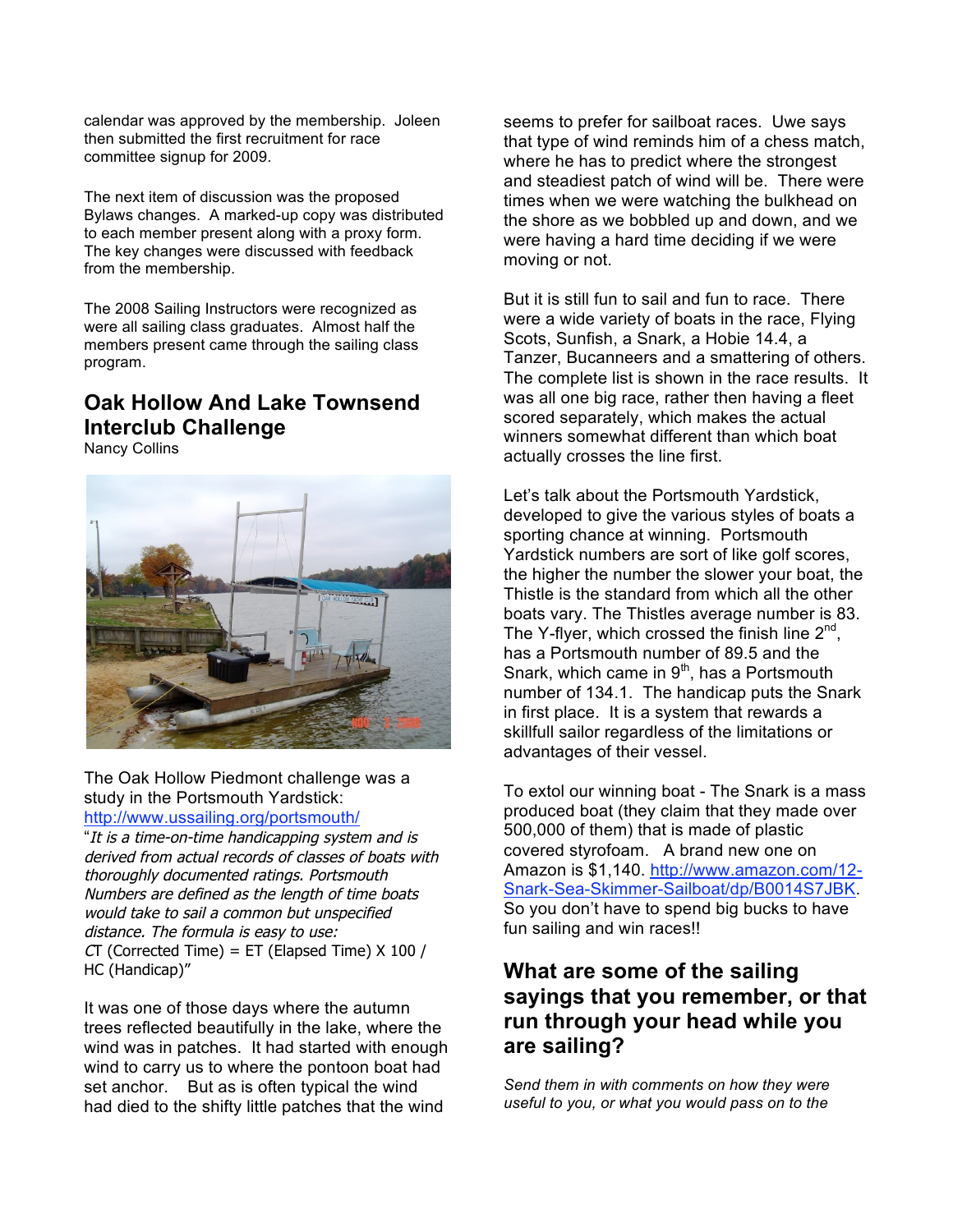calendar was approved by the membership. Joleen then submitted the first recruitment for race committee signup for 2009.

The next item of discussion was the proposed Bylaws changes. A marked-up copy was distributed to each member present along with a proxy form. The key changes were discussed with feedback from the membership.

The 2008 Sailing Instructors were recognized as were all sailing class graduates. Almost half the members present came through the sailing class program.

## Oak Hollow And Lake Townsend Interclub Challenge

Nancy Collins

The Oak Hollow Piedmont challenge was a study in the Portsmouth Yardstick: http://www.ussailing.org/portsmouth/

"*It is a time-on-time handicapping system and is derived from actual records of classes of boats with thoroughly documented ratings. Portsmouth Numbers are defined as the length of time boats would take to sail a common but unspecified distance. The formula is easy to use:*

*CT* (Corrected Time) = ET (Elapsed Time) X 100 / HC (Handicap)"

It was one of those days where the autumn trees reflected beautifully in the lake, where the wind was in patches. It had started with enough wind to carry us to where the pontoon boat had set anchor. But as is often typical the wind had died to the shifty little patches that the wind seems to prefer for sailboat races. Uwe says that type of wind reminds him of a chess match, where he has to predict where the strongest and steadiest patch of wind will be. There were times when we were watching the bulkhead on the shore as we bobbled up and down, and we were having a hard time deciding if we were moving or not.

But it is still fun to sail and fun to race. There were a wide variety of boats in the race, Flying Scots, Sunfish, a Snark, a Hobie 14.4, a Tanzer, Bucanneers and a smattering of others. The complete list is shown in the race results. It was all one big race, rather then having a fleet scored separately, which makes the actual winners somewhat different than which boat actually crosses the line first.

Let's talk about the Portsmouth Yardstick, developed to give the various styles of boats a sporting chance at winning. Portsmouth Yardstick numbers are sort of like golf scores, the higher the number the slower your boat, the Thistle is the standard from which all the other boats vary. The Thistles average number is 83. The Y-flyer, which crossed the finish line 2nd, has a Portsmouth number of 89.5 and the Snark, which came in 9th, has a Portsmouth number of 134.1. The handicap puts the Snark in first place. It is a system that rewards a skillfull sailor regardless of the limitations or advantages of their vessel.

To extol our winning boat - The Snark is a mass produced boat (they claim that they made over 500,000 of them) that is made of plastic covered styrofoam. A brand new one on Amazon is $1,140. http://www.amazon.com/12-Snark-Sea-Skimmer-Sailboat/dp/B0014S7JBK. So you don't have to spend big bucks to have fun sailing and win races!!

## What are some of the sailing sayings that you remember, or that run through your head while you are sailing?

*Send them in with comments on how they were useful to you, or what you would pass on to the*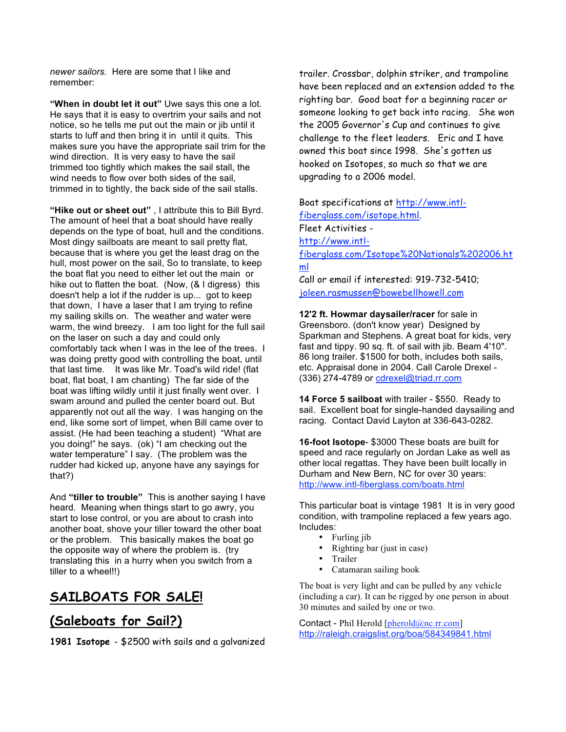*newer sailors.* Here are some that I like and remember:

**"When in doubt let it out"** Uwe says this one a lot. He says that it is easy to overtrim your sails and not notice, so he tells me put out the main or jib until it starts to luff and then bring it in until it quits. This makes sure you have the appropriate sail trim for the wind direction. It is very easy to have the sail trimmed too tightly which makes the sail stall, the wind needs to flow over both sides of the sail, trimmed in to tightly, the back side of the sail stalls.

**"Hike out or sheet out"** , I attribute this to Bill Byrd. The amount of heel that a boat should have really depends on the type of boat, hull and the conditions. Most dingy sailboats are meant to sail pretty flat, because that is where you get the least drag on the hull, most power on the sail, So to translate, to keep the boat flat you need to either let out the main or hike out to flatten the boat. (Now, (& I digress) this doesn't help a lot if the rudder is up... got to keep that down, I have a laser that I am trying to refine my sailing skills on. The weather and water were warm, the wind breezy. I am too light for the full sail on the laser on such a day and could only comfortably tack when I was in the lee of the trees. I was doing pretty good with controlling the boat, until that last time. It was like Mr. Toad's wild ride! (flat boat, flat boat, I am chanting) The far side of the boat was lifting wildly until it just finally went over. I swam around and pulled the center board out. But apparently not out all the way. I was hanging on the end, like some sort of limpet, when Bill came over to assist. (He had been teaching a student) "What are you doing!" he says. (ok) "I am checking out the water temperature" I say. (The problem was the rudder had kicked up, anyone have any sayings for that?)

And **"tiller to trouble"** This is another saying I have heard. Meaning when things start to go awry, you start to lose control, or you are about to crash into another boat, shove your tiller toward the other boat or the problem. This basically makes the boat go the opposite way of where the problem is. (try translating this in a hurry when you switch from a tiller to a wheel!!)

## SAILBOATS FOR SALE!

## (Saleboats for Sail?)

**1981 Isotope** - $2500 with sails and a galvanized trailer. Crossbar, dolphin striker, and trampoline have been replaced and an extension added to the righting bar. Good boat for a beginning racer or someone looking to get back into racing. She won the 2005 Governor's Cup and continues to give challenge to the fleet leaders. Eric and I have owned this boat since 1998. She's gotten us hooked on Isotopes, so much so that we are upgrading to a 2006 model.

Boat specifications at http://www.intl-fiberglass.com/isotope.html.
Fleet Activities - http://www.intl-fiberglass.com/Isotope%20Nationals%202006.html
Call or email if interested: 919-732-5410; joleen.rasmussen@bowebellhowell.com

**12'2 ft. Howmar daysailer/racer** for sale in Greensboro. (don't know year) Designed by Sparkman and Stephens. A great boat for kids, very fast and tippy. 90 sq. ft. of sail with jib. Beam 4'10". 86 long trailer. $1500 for both, includes both sails, etc. Appraisal done in 2004. Call Carole Drexel - (336) 274-4789 or cdrexel@triad.rr.com

**14 Force 5 sailboat** with trailer - $550. Ready to sail. Excellent boat for single-handed daysailing and racing. Contact David Layton at 336-643-0282.

**16-foot Isotope**- $3000 These boats are built for speed and race regularly on Jordan Lake as well as other local regattas. They have been built locally in Durham and New Bern, NC for over 30 years: http://www.intl-fiberglass.com/boats.html

This particular boat is vintage 1981 It is in very good condition, with trampoline replaced a few years ago. Includes:

- Furling jib
- Righting bar (just in case)
- Trailer
- Catamaran sailing book

The boat is very light and can be pulled by any vehicle (including a car). It can be rigged by one person in about 30 minutes and sailed by one or two.

Contact - Phil Herold [pherold@nc.rr.com]
http://raleigh.craigslist.org/boa/584349841.html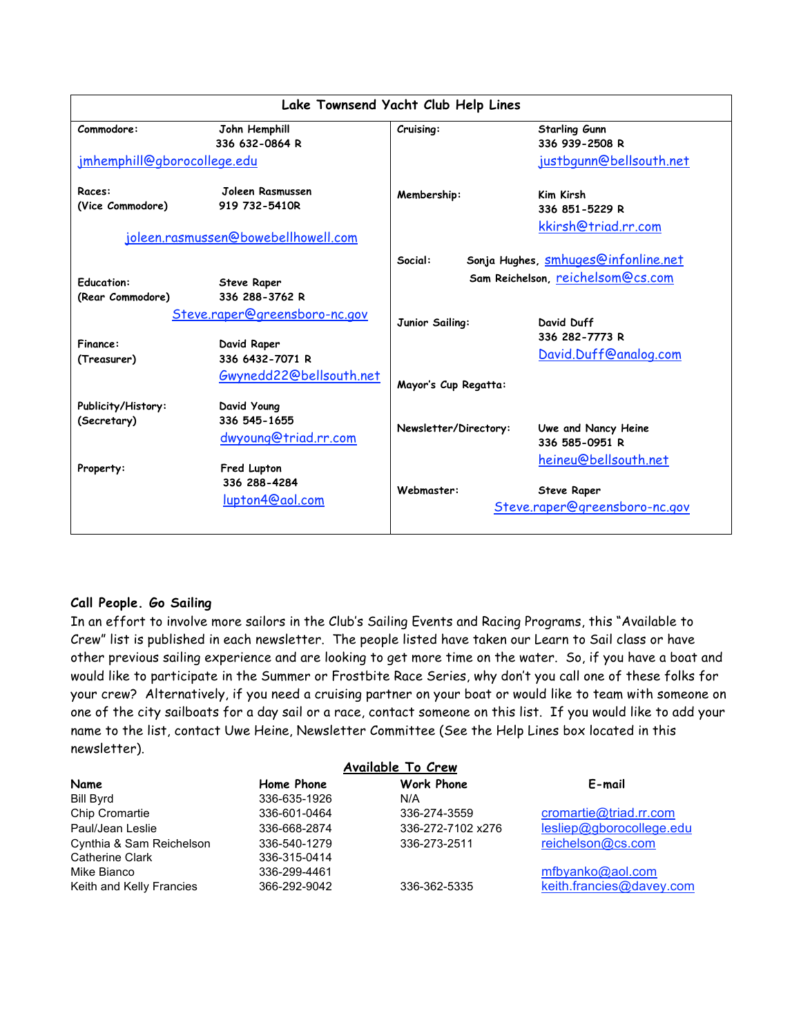## Lake Townsend Yacht Club Help Lines

| Position | Contact | Position | Contact |
|---|---|---|---|
| Commodore: | John Hemphill<br>336 632-0864 R<br>jmhemphill@gborocollege.edu | Cruising: | Starling Gunn<br>336 939-2508 R<br>justbgunn@bellsouth.net |
| Races:<br>(Vice Commodore) | Joleen Rasmussen<br>919 732-5410R<br>joleen.rasmussen@bowebellhowell.com | Membership: | Kim Kirsh<br>336 851-5229 R<br>kkirsh@triad.rr.com |
| Education:<br>(Rear Commodore) | Steve Raper<br>336 288-3762 R<br>Steve.raper@greensboro-nc.gov | Social: | Sonja Hughes, smhuges@infonline.net<br>Sam Reichelson, reichelsom@cs.com |
| Finance:<br>(Treasurer) | David Raper<br>336 6432-7071 R<br>Gwynedd22@bellsouth.net | Junior Sailing: | David Duff<br>336 282-7773 R<br>David.Duff@analog.com |
| Publicity/History:<br>(Secretary) | David Young<br>336 545-1655<br>dwyoung@triad.rr.com | Mayor's Cup Regatta: | |
| Property: | Fred Lupton<br>336 288-4284<br>lupton4@aol.com | Newsletter/Directory: | Uwe and Nancy Heine<br>336 585-0951 R<br>heineu@bellsouth.net |
| | | Webmaster: | Steve Raper<br>Steve.raper@greensboro-nc.gov |

### Call People. Go Sailing

In an effort to involve more sailors in the Club's Sailing Events and Racing Programs, this "Available to Crew" list is published in each newsletter. The people listed have taken our Learn to Sail class or have other previous sailing experience and are looking to get more time on the water. So, if you have a boat and would like to participate in the Summer or Frostbite Race Series, why don't you call one of these folks for your crew? Alternatively, if you need a cruising partner on your boat or would like to team with someone on one of the city sailboats for a day sail or a race, contact someone on this list. If you would like to add your name to the list, contact Uwe Heine, Newsletter Committee (See the Help Lines box located in this newsletter).

**Available To Crew**

| Name | Home Phone | Work Phone | E-mail |
|---|---|---|---|
| Bill Byrd | 336-635-1926 | N/A | |
| Chip Cromartie | 336-601-0464 | 336-274-3559 | cromartie@triad.rr.com |
| Paul/Jean Leslie | 336-668-2874 | 336-272-7102 x276 | lesliep@gborocollege.edu |
| Cynthia & Sam Reichelson | 336-540-1279 | 336-273-2511 | reichelson@cs.com |
| Catherine Clark | 336-315-0414 | | |
| Mike Bianco | 336-299-4461 | | mfbyanko@aol.com |
| Keith and Kelly Francies | 366-292-9042 | 336-362-5335 | keith.francies@davey.com |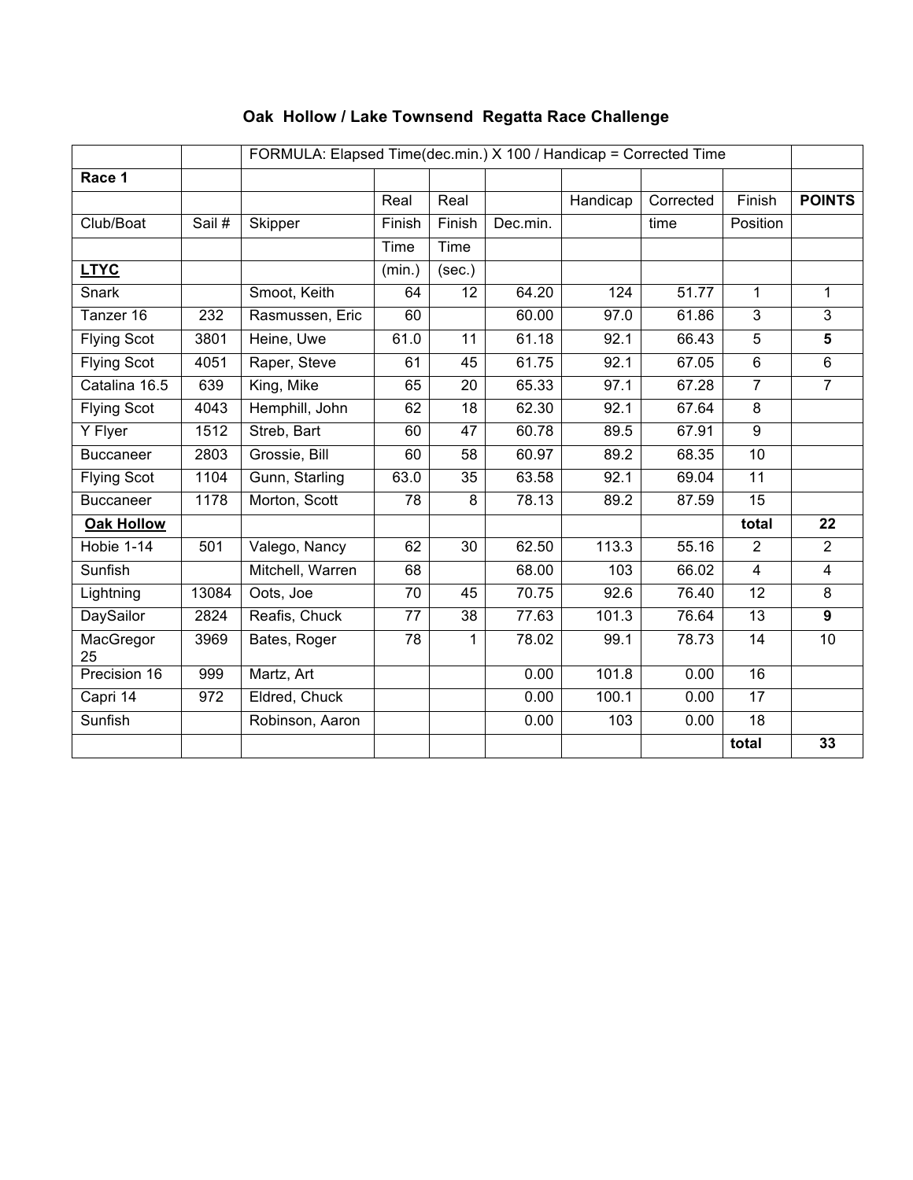# Oak Hollow / Lake Townsend Regatta Race Challenge

| | | | | | | | | | |
|---|---|---|---|---|---|---|---|---|---|
| | | FORMULA: Elapsed Time(dec.min.) X 100 / Handicap = Corrected Time | | | | | | | |
| **Race 1** | | | | | | | | | |
| | | | Real | Real | | Handicap | Corrected | Finish | **POINTS** |
| Club/Boat | Sail # | Skipper | Finish | Finish | Dec.min. | | time | Position | |
| | | | Time | Time | | | | | |
| **LTYC** | | | (min.) | (sec.) | | | | | |
| Snark | | Smoot, Keith | 64 | 12 | 64.20 | 124 | 51.77 | 1 | 1 |
| Tanzer 16 | 232 | Rasmussen, Eric | 60 | | 60.00 | 97.0 | 61.86 | 3 | 3 |
| Flying Scot | 3801 | Heine, Uwe | 61.0 | 11 | 61.18 | 92.1 | 66.43 | 5 | **5** |
| Flying Scot | 4051 | Raper, Steve | 61 | 45 | 61.75 | 92.1 | 67.05 | 6 | 6 |
| Catalina 16.5 | 639 | King, Mike | 65 | 20 | 65.33 | 97.1 | 67.28 | 7 | 7 |
| Flying Scot | 4043 | Hemphill, John | 62 | 18 | 62.30 | 92.1 | 67.64 | 8 | |
| Y Flyer | 1512 | Streb, Bart | 60 | 47 | 60.78 | 89.5 | 67.91 | 9 | |
| Buccaneer | 2803 | Grossie, Bill | 60 | 58 | 60.97 | 89.2 | 68.35 | 10 | |
| Flying Scot | 1104 | Gunn, Starling | 63.0 | 35 | 63.58 | 92.1 | 69.04 | 11 | |
| Buccaneer | 1178 | Morton, Scott | 78 | 8 | 78.13 | 89.2 | 87.59 | 15 | |
| **Oak Hollow** | | | | | | | | **total** | **22** |
| Hobie 1-14 | 501 | Valego, Nancy | 62 | 30 | 62.50 | 113.3 | 55.16 | 2 | 2 |
| Sunfish | | Mitchell, Warren | 68 | | 68.00 | 103 | 66.02 | 4 | 4 |
| Lightning | 13084 | Oots, Joe | 70 | 45 | 70.75 | 92.6 | 76.40 | 12 | 8 |
| DaySailor | 2824 | Reafis, Chuck | 77 | 38 | 77.63 | 101.3 | 76.64 | 13 | **9** |
| MacGregor 25 | 3969 | Bates, Roger | 78 | 1 | 78.02 | 99.1 | 78.73 | 14 | 10 |
| Precision 16 | 999 | Martz, Art | | | 0.00 | 101.8 | 0.00 | 16 | |
| Capri 14 | 972 | Eldred, Chuck | | | 0.00 | 100.1 | 0.00 | 17 | |
| Sunfish | | Robinson, Aaron | | | 0.00 | 103 | 0.00 | 18 | |
| | | | | | | | | **total** | **33** |